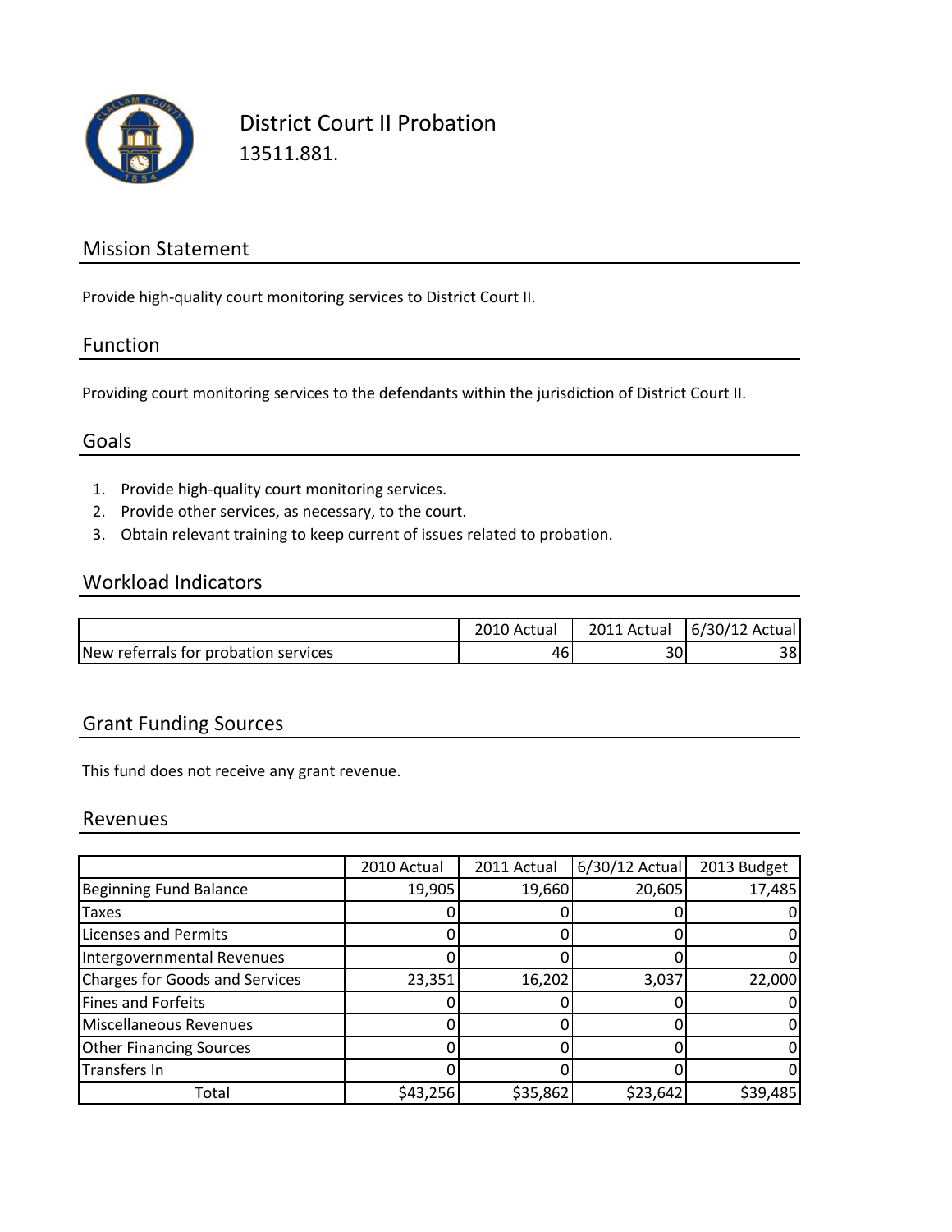# District Court II Probation

13511.881.

## Mission Statement

Provide high-quality court monitoring services to District Court II.

## Function

Providing court monitoring services to the defendants within the jurisdiction of District Court II.

## Goals

1. Provide high-quality court monitoring services.
2. Provide other services, as necessary, to the court.
3. Obtain relevant training to keep current of issues related to probation.

## Workload Indicators

| | 2010 Actual | 2011 Actual | 6/30/12 Actual |
|---|---|---|---|
| New referrals for probation services | 46 | 30 | 38 |

## Grant Funding Sources

This fund does not receive any grant revenue.

## Revenues

| | 2010 Actual | 2011 Actual | 6/30/12 Actual | 2013 Budget |
|---|---|---|---|---|
| Beginning Fund Balance | 19,905 | 19,660 | 20,605 | 17,485 |
| Taxes | 0 | 0 | 0 | 0 |
| Licenses and Permits | 0 | 0 | 0 | 0 |
| Intergovernmental Revenues | 0 | 0 | 0 | 0 |
| Charges for Goods and Services | 23,351 | 16,202 | 3,037 | 22,000 |
| Fines and Forfeits | 0 | 0 | 0 | 0 |
| Miscellaneous Revenues | 0 | 0 | 0 | 0 |
| Other Financing Sources | 0 | 0 | 0 | 0 |
| Transfers In | 0 | 0 | 0 | 0 |
| Total | $43,256 | $35,862 | $23,642 | $39,485 |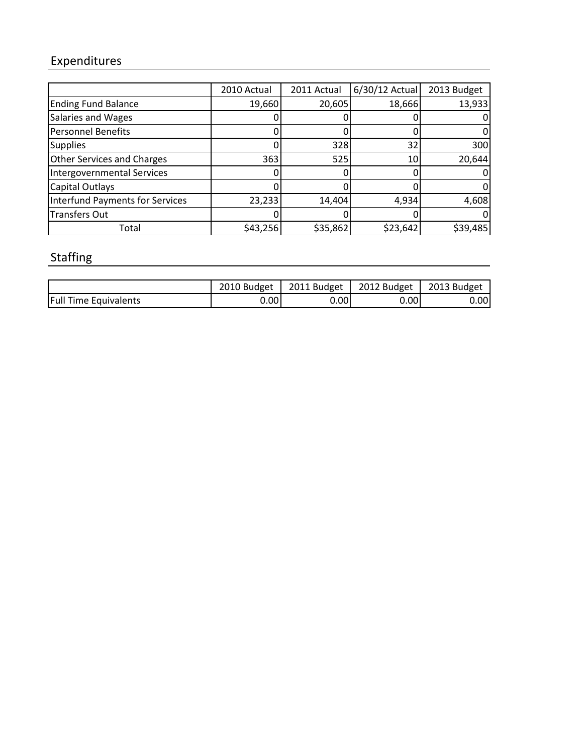## Expenditures

| | 2010 Actual | 2011 Actual | 6/30/12 Actual | 2013 Budget |
|---|---|---|---|---|
| Ending Fund Balance | 19,660 | 20,605 | 18,666 | 13,933 |
| Salaries and Wages | 0 | 0 | 0 | 0 |
| Personnel Benefits | 0 | 0 | 0 | 0 |
| Supplies | 0 | 328 | 32 | 300 |
| Other Services and Charges | 363 | 525 | 10 | 20,644 |
| Intergovernmental Services | 0 | 0 | 0 | 0 |
| Capital Outlays | 0 | 0 | 0 | 0 |
| Interfund Payments for Services | 23,233 | 14,404 | 4,934 | 4,608 |
| Transfers Out | 0 | 0 | 0 | 0 |
| Total | $43,256 | $35,862 | $23,642 | $39,485 |

## Staffing

| | 2010 Budget | 2011 Budget | 2012 Budget | 2013 Budget |
|---|---|---|---|---|
| Full Time Equivalents | 0.00 | 0.00 | 0.00 | 0.00 |